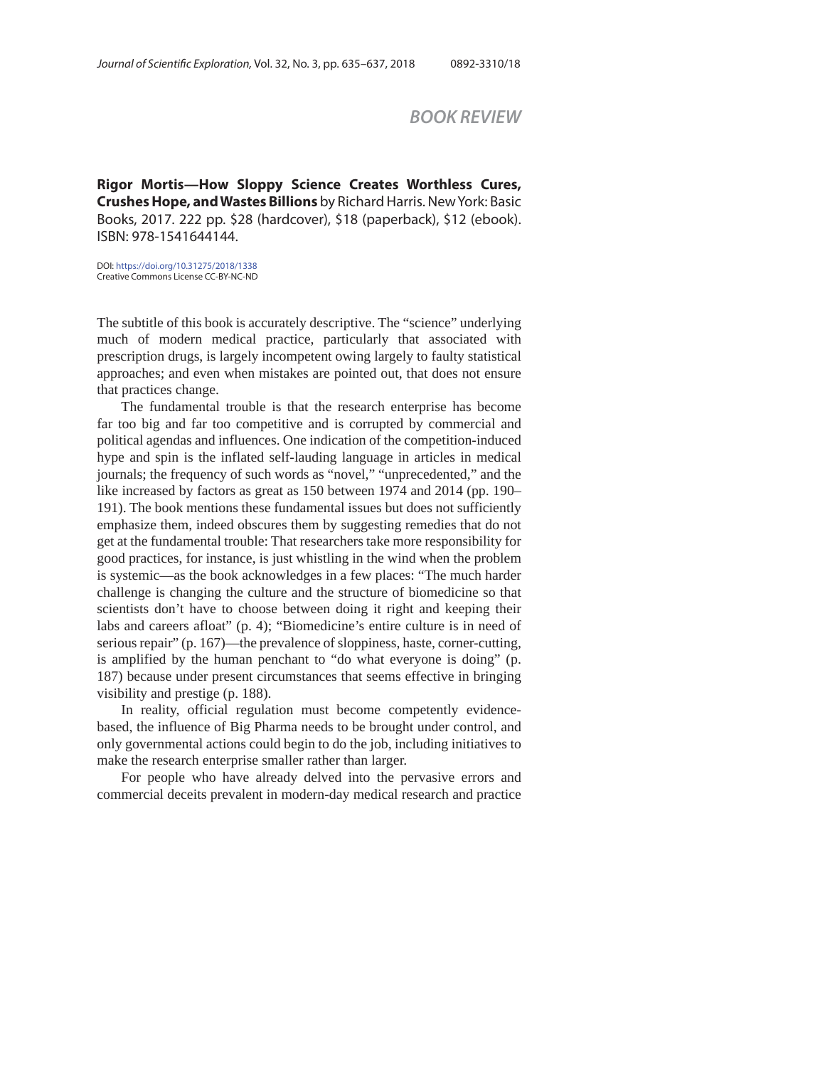## BOOK REVIEW

**Rigor Mortis—How Sloppy Science Creates Worthless Cures, Crushes Hope, and Wastes Billions** by Richard Harris. New York: Basic Books, 2017. 222 pp. $28 (hardcover), $18 (paperback), $12 (ebook). ISBN: 978-1541644144.

DOI: https://doi.org/10.31275/2018/1338
Creative Commons License CC-BY-NC-ND

The subtitle of this book is accurately descriptive. The "science" underlying much of modern medical practice, particularly that associated with prescription drugs, is largely incompetent owing largely to faulty statistical approaches; and even when mistakes are pointed out, that does not ensure that practices change.

The fundamental trouble is that the research enterprise has become far too big and far too competitive and is corrupted by commercial and political agendas and influences. One indication of the competition-induced hype and spin is the inflated self-lauding language in articles in medical journals; the frequency of such words as "novel," "unprecedented," and the like increased by factors as great as 150 between 1974 and 2014 (pp. 190–191). The book mentions these fundamental issues but does not sufficiently emphasize them, indeed obscures them by suggesting remedies that do not get at the fundamental trouble: That researchers take more responsibility for good practices, for instance, is just whistling in the wind when the problem is systemic—as the book acknowledges in a few places: "The much harder challenge is changing the culture and the structure of biomedicine so that scientists don't have to choose between doing it right and keeping their labs and careers afloat" (p. 4); "Biomedicine's entire culture is in need of serious repair" (p. 167)—the prevalence of sloppiness, haste, corner-cutting, is amplified by the human penchant to "do what everyone is doing" (p. 187) because under present circumstances that seems effective in bringing visibility and prestige (p. 188).

In reality, official regulation must become competently evidence-based, the influence of Big Pharma needs to be brought under control, and only governmental actions could begin to do the job, including initiatives to make the research enterprise smaller rather than larger.

For people who have already delved into the pervasive errors and commercial deceits prevalent in modern-day medical research and practice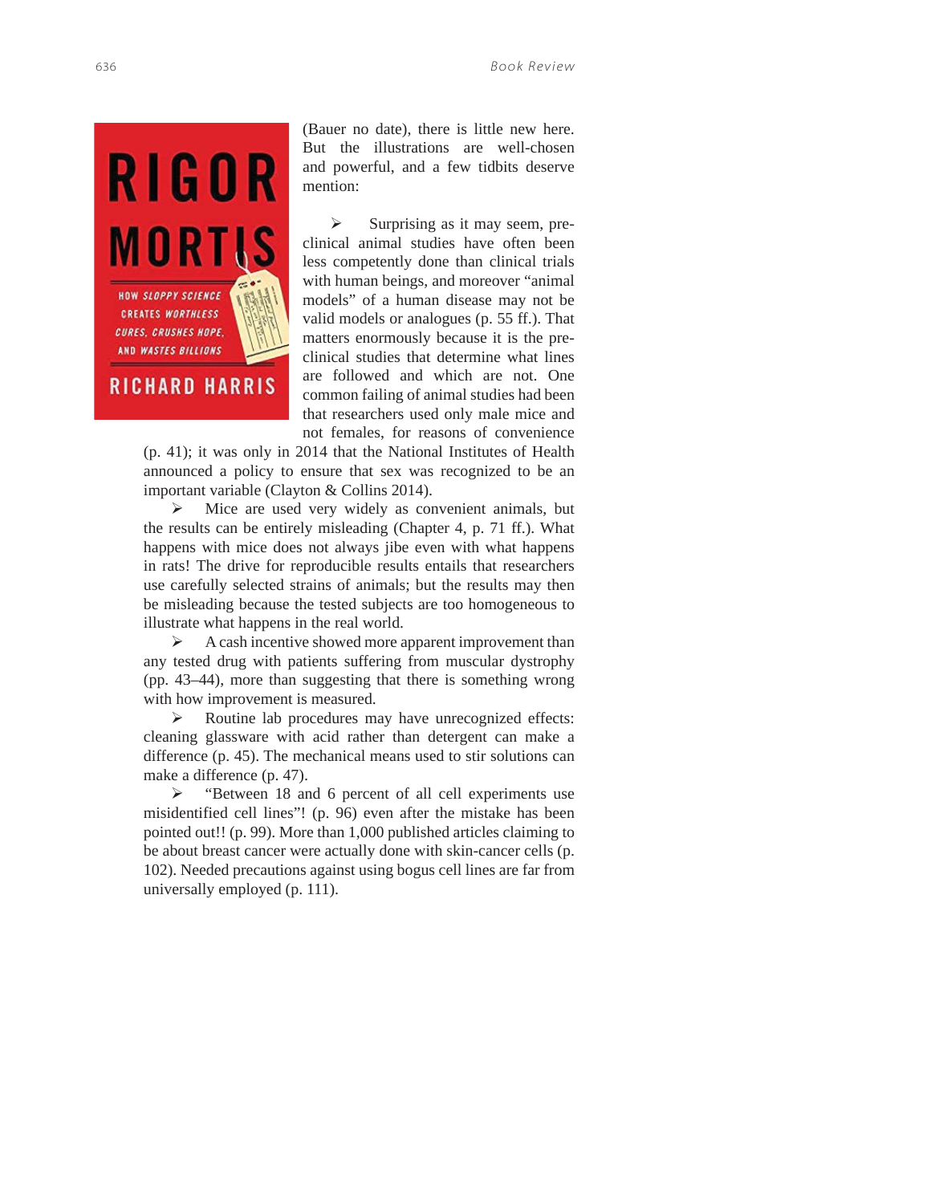(Bauer no date), there is little new here. But the illustrations are well-chosen and powerful, and a few tidbits deserve mention:

- Surprising as it may seem, pre-clinical animal studies have often been less competently done than clinical trials with human beings, and moreover "animal models" of a human disease may not be valid models or analogues (p. 55 ff.). That matters enormously because it is the pre-clinical studies that determine what lines are followed and which are not. One common failing of animal studies had been that researchers used only male mice and not females, for reasons of convenience (p. 41); it was only in 2014 that the National Institutes of Health announced a policy to ensure that sex was recognized to be an important variable (Clayton & Collins 2014).
- Mice are used very widely as convenient animals, but the results can be entirely misleading (Chapter 4, p. 71 ff.). What happens with mice does not always jibe even with what happens in rats! The drive for reproducible results entails that researchers use carefully selected strains of animals; but the results may then be misleading because the tested subjects are too homogeneous to illustrate what happens in the real world.
- A cash incentive showed more apparent improvement than any tested drug with patients suffering from muscular dystrophy (pp. 43–44), more than suggesting that there is something wrong with how improvement is measured.
- Routine lab procedures may have unrecognized effects: cleaning glassware with acid rather than detergent can make a difference (p. 45). The mechanical means used to stir solutions can make a difference (p. 47).
- "Between 18 and 6 percent of all cell experiments use misidentified cell lines"! (p. 96) even after the mistake has been pointed out!! (p. 99). More than 1,000 published articles claiming to be about breast cancer were actually done with skin-cancer cells (p. 102). Needed precautions against using bogus cell lines are far from universally employed (p. 111).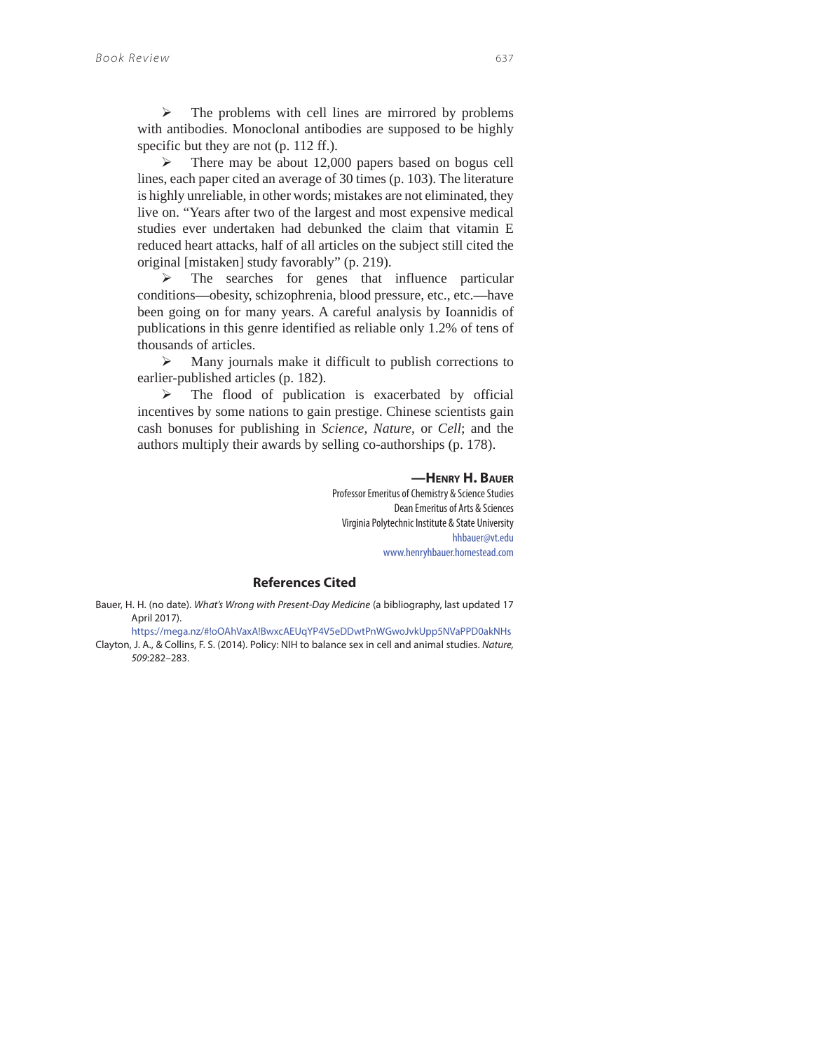- ➢ The problems with cell lines are mirrored by problems with antibodies. Monoclonal antibodies are supposed to be highly specific but they are not (p. 112 ff.).
- ➢ There may be about 12,000 papers based on bogus cell lines, each paper cited an average of 30 times (p. 103). The literature is highly unreliable, in other words; mistakes are not eliminated, they live on. "Years after two of the largest and most expensive medical studies ever undertaken had debunked the claim that vitamin E reduced heart attacks, half of all articles on the subject still cited the original [mistaken] study favorably" (p. 219).
- ➢ The searches for genes that influence particular conditions—obesity, schizophrenia, blood pressure, etc., etc.—have been going on for many years. A careful analysis by Ioannidis of publications in this genre identified as reliable only 1.2% of tens of thousands of articles.
- ➢ Many journals make it difficult to publish corrections to earlier-published articles (p. 182).
- ➢ The flood of publication is exacerbated by official incentives by some nations to gain prestige. Chinese scientists gain cash bonuses for publishing in *Science*, *Nature*, or *Cell*; and the authors multiply their awards by selling co-authorships (p. 178).

**—Henry H. Bauer**
Professor Emeritus of Chemistry & Science Studies
Dean Emeritus of Arts & Sciences
Virginia Polytechnic Institute & State University
hhbauer@vt.edu
www.henryhbauer.homestead.com

## References Cited

Bauer, H. H. (no date). *What's Wrong with Present-Day Medicine* (a bibliography, last updated 17 April 2017). https://mega.nz/#!oOAhVaxA!BwxcAEUqYP4V5eDDwtPnWGwoJvkUpp5NVaPPD0akNHs

Clayton, J. A., & Collins, F. S. (2014). Policy: NIH to balance sex in cell and animal studies. *Nature, 509*:282–283.